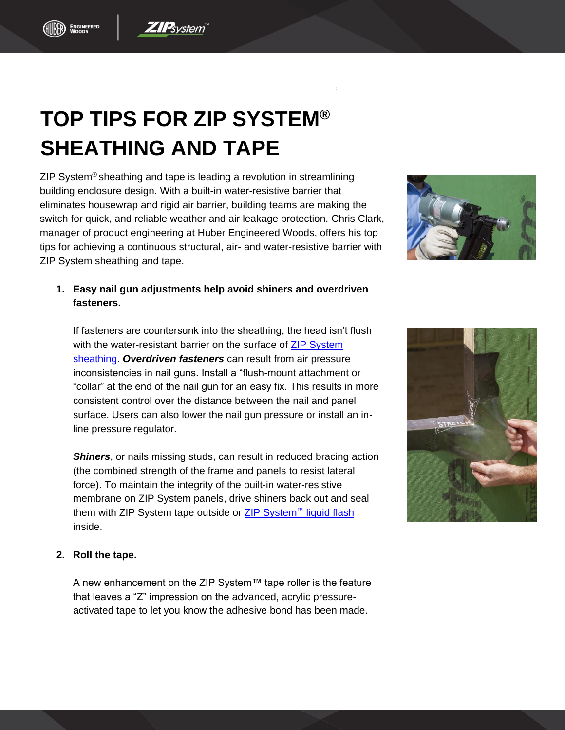# TOP TIPS FOR ZIP SYSTEM® SHEATHING AND TAPE

ZIP System® sheathing and tape is leading a revolution in streamlining building enclosure design. With a built-in water-resistive barrier that eliminates housewrap and rigid air barrier, building teams are making the switch for quick, and reliable weather and air leakage protection. Chris Clark, manager of product engineering at Huber Engineered Woods, offers his top tips for achieving a continuous structural, air- and water-resistive barrier with ZIP System sheathing and tape.

1. **Easy nail gun adjustments help avoid shiners and overdriven fasteners.**

   If fasteners are countersunk into the sheathing, the head isn't flush with the water-resistant barrier on the surface of ZIP System sheathing. ***Overdriven fasteners*** can result from air pressure inconsistencies in nail guns. Install a "flush-mount attachment or "collar" at the end of the nail gun for an easy fix. This results in more consistent control over the distance between the nail and panel surface. Users can also lower the nail gun pressure or install an in-line pressure regulator.

   ***Shiners***, or nails missing studs, can result in reduced bracing action (the combined strength of the frame and panels to resist lateral force). To maintain the integrity of the built-in water-resistive membrane on ZIP System panels, drive shiners back out and seal them with ZIP System tape outside or ZIP System™ liquid flash inside.

2. **Roll the tape.**

   A new enhancement on the ZIP System™ tape roller is the feature that leaves a "Z" impression on the advanced, acrylic pressure-activated tape to let you know the adhesive bond has been made.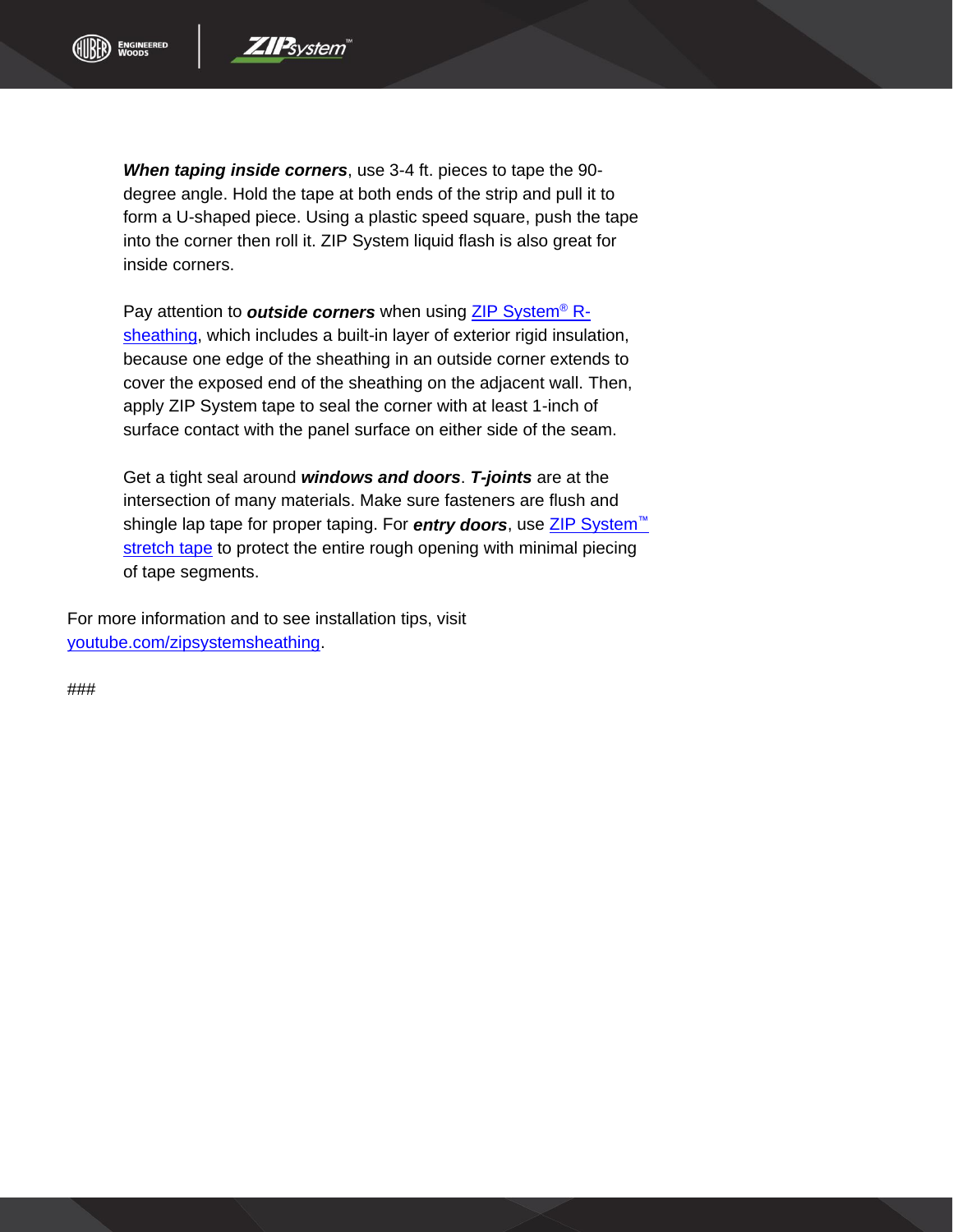***When taping inside corners***, use 3-4 ft. pieces to tape the 90-degree angle. Hold the tape at both ends of the strip and pull it to form a U-shaped piece. Using a plastic speed square, push the tape into the corner then roll it. ZIP System liquid flash is also great for inside corners.

Pay attention to ***outside corners*** when using ZIP System® R-sheathing, which includes a built-in layer of exterior rigid insulation, because one edge of the sheathing in an outside corner extends to cover the exposed end of the sheathing on the adjacent wall. Then, apply ZIP System tape to seal the corner with at least 1-inch of surface contact with the panel surface on either side of the seam.

Get a tight seal around ***windows and doors***. ***T-joints*** are at the intersection of many materials. Make sure fasteners are flush and shingle lap tape for proper taping. For ***entry doors***, use ZIP System™ stretch tape to protect the entire rough opening with minimal piecing of tape segments.

For more information and to see installation tips, visit youtube.com/zipsystemsheathing.

###